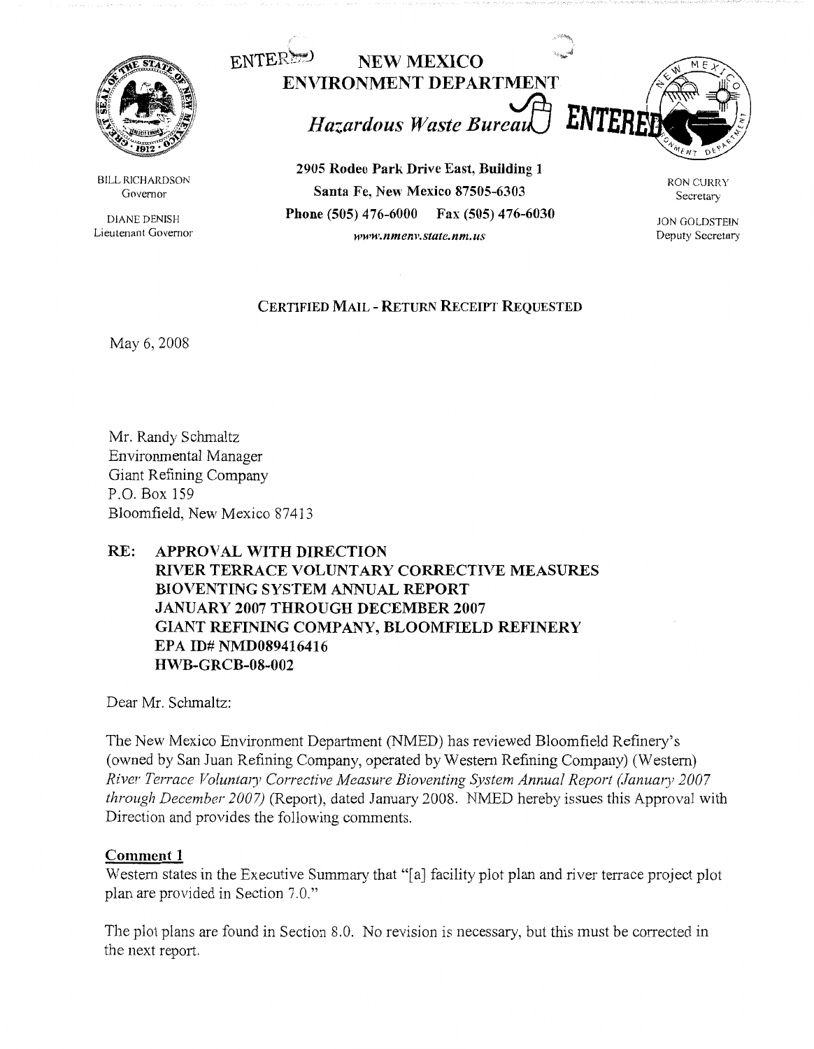ENTERED

**NEW MEXICO**
**ENVIRONMENT DEPARTMENT**

***Hazardous Waste Bureau***

ENTERED

BILL RICHARDSON
Governor

DIANE DENISH
Lieutenant Governor

**2905 Rodeo Park Drive East, Building 1**
**Santa Fe, New Mexico 87505-6303**
**Phone (505) 476-6000 Fax (505) 476-6030**
*www.nmenv.state.nm.us*

RON CURRY
Secretary

JON GOLDSTEIN
Deputy Secretary

CERTIFIED MAIL - RETURN RECEIPT REQUESTED

May 6, 2008

Mr. Randy Schmaltz
Environmental Manager
Giant Refining Company
P.O. Box 159
Bloomfield, New Mexico 87413

**RE: APPROVAL WITH DIRECTION**
**RIVER TERRACE VOLUNTARY CORRECTIVE MEASURES**
**BIOVENTING SYSTEM ANNUAL REPORT**
**JANUARY 2007 THROUGH DECEMBER 2007**
**GIANT REFINING COMPANY, BLOOMFIELD REFINERY**
**EPA ID# NMD089416416**
**HWB-GRCB-08-002**

Dear Mr. Schmaltz:

The New Mexico Environment Department (NMED) has reviewed Bloomfield Refinery's (owned by San Juan Refining Company, operated by Western Refining Company) (Western) *River Terrace Voluntary Corrective Measure Bioventing System Annual Report (January 2007 through December 2007)* (Report), dated January 2008. NMED hereby issues this Approval with Direction and provides the following comments.

**Comment 1**

Western states in the Executive Summary that "[a] facility plot plan and river terrace project plot plan are provided in Section 7.0."

The plot plans are found in Section 8.0. No revision is necessary, but this must be corrected in the next report.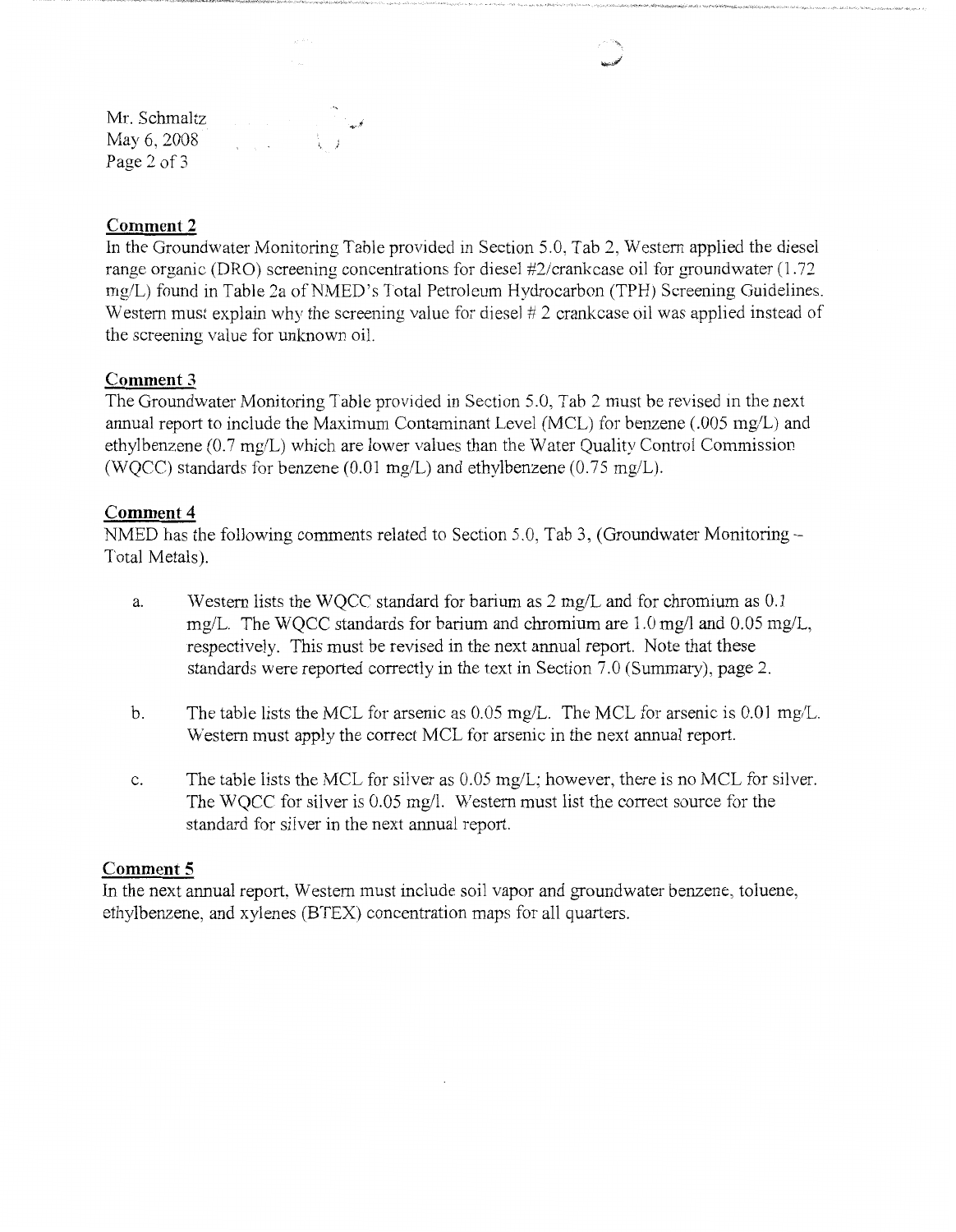**Comment 2**

In the Groundwater Monitoring Table provided in Section 5.0, Tab 2, Western applied the diesel range organic (DRO) screening concentrations for diesel #2/crankcase oil for groundwater (1.72 mg/L) found in Table 2a of NMED's Total Petroleum Hydrocarbon (TPH) Screening Guidelines. Western must explain why the screening value for diesel # 2 crankcase oil was applied instead of the screening value for unknown oil.

**Comment 3**

The Groundwater Monitoring Table provided in Section 5.0, Tab 2 must be revised in the next annual report to include the Maximum Contaminant Level (MCL) for benzene (.005 mg/L) and ethylbenzene (0.7 mg/L) which are lower values than the Water Quality Control Commission (WQCC) standards for benzene (0.01 mg/L) and ethylbenzene (0.75 mg/L).

**Comment 4**

NMED has the following comments related to Section 5.0, Tab 3, (Groundwater Monitoring – Total Metals).

a. Western lists the WQCC standard for barium as 2 mg/L and for chromium as 0.1 mg/L. The WQCC standards for barium and chromium are 1.0 mg/l and 0.05 mg/L, respectively. This must be revised in the next annual report. Note that these standards were reported correctly in the text in Section 7.0 (Summary), page 2.

b. The table lists the MCL for arsenic as 0.05 mg/L. The MCL for arsenic is 0.01 mg/L. Western must apply the correct MCL for arsenic in the next annual report.

c. The table lists the MCL for silver as 0.05 mg/L; however, there is no MCL for silver. The WQCC for silver is 0.05 mg/l. Western must list the correct source for the standard for silver in the next annual report.

**Comment 5**

In the next annual report, Western must include soil vapor and groundwater benzene, toluene, ethylbenzene, and xylenes (BTEX) concentration maps for all quarters.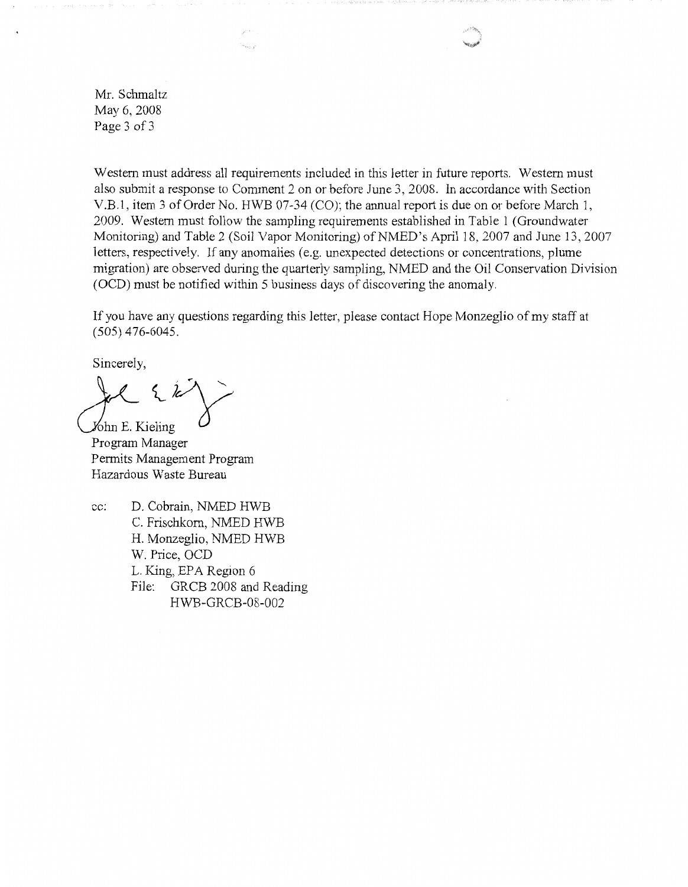Western must address all requirements included in this letter in future reports. Western must also submit a response to Comment 2 on or before June 3, 2008. In accordance with Section V.B.1, item 3 of Order No. HWB 07-34 (CO); the annual report is due on or before March 1, 2009. Western must follow the sampling requirements established in Table 1 (Groundwater Monitoring) and Table 2 (Soil Vapor Monitoring) of NMED's April 18, 2007 and June 13, 2007 letters, respectively. If any anomalies (e.g. unexpected detections or concentrations, plume migration) are observed during the quarterly sampling, NMED and the Oil Conservation Division (OCD) must be notified within 5 business days of discovering the anomaly.

If you have any questions regarding this letter, please contact Hope Monzeglio of my staff at (505) 476-6045.

Sincerely,

John E. Kieling
Program Manager
Permits Management Program
Hazardous Waste Bureau

cc: D. Cobrain, NMED HWB
C. Frischkorn, NMED HWB
H. Monzeglio, NMED HWB
W. Price, OCD
L. King, EPA Region 6
File: GRCB 2008 and Reading
HWB-GRCB-08-002